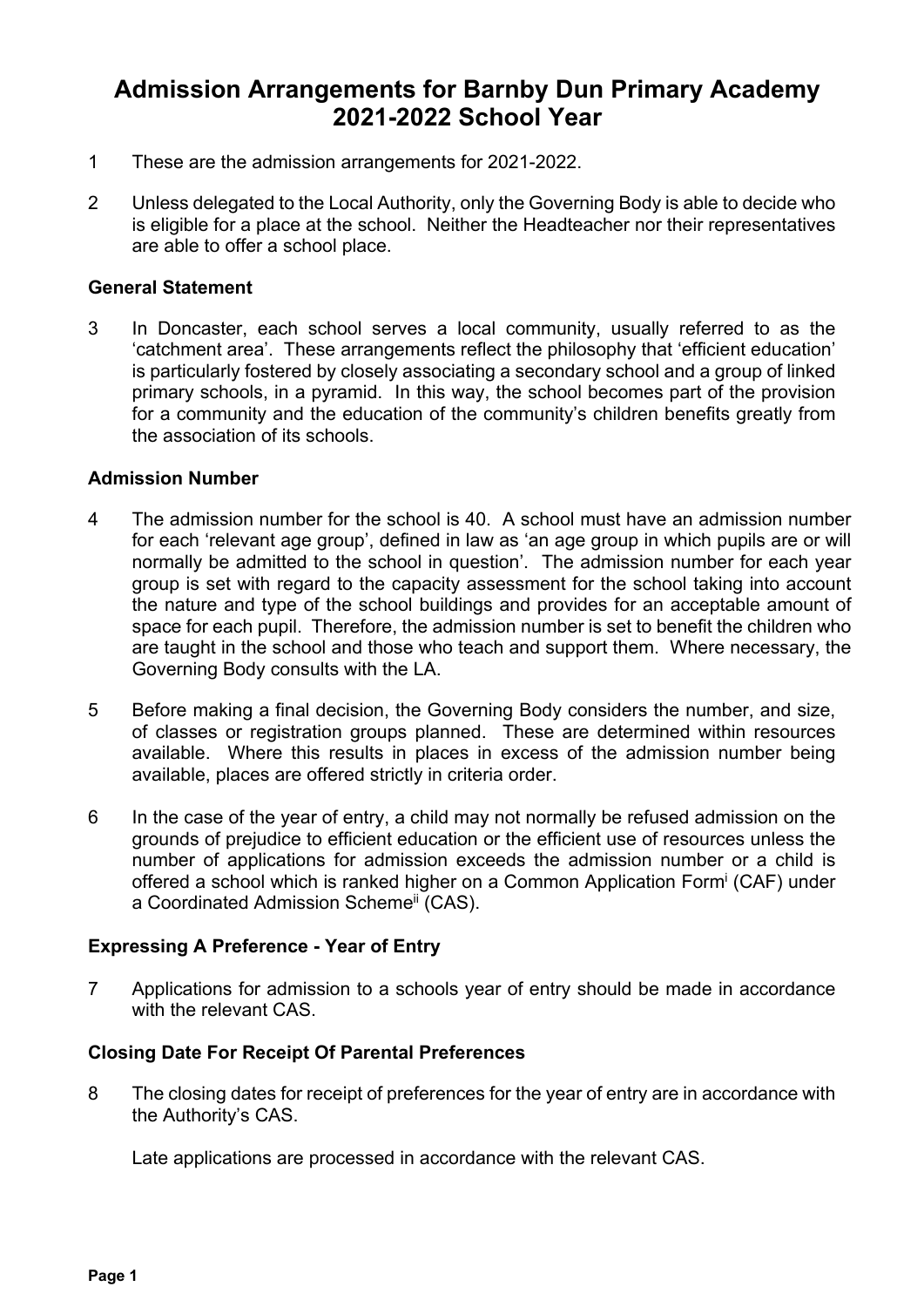# Admission Arrangements for Barnby Dun Primary Academy 2021-2022 School Year

1 These are the admission arrangements for 2021-2022.

2 Unless delegated to the Local Authority, only the Governing Body is able to decide who is eligible for a place at the school. Neither the Headteacher nor their representatives are able to offer a school place.

### General Statement

3 In Doncaster, each school serves a local community, usually referred to as the 'catchment area'. These arrangements reflect the philosophy that 'efficient education' is particularly fostered by closely associating a secondary school and a group of linked primary schools, in a pyramid. In this way, the school becomes part of the provision for a community and the education of the community's children benefits greatly from the association of its schools.

### Admission Number

4 The admission number for the school is 40. A school must have an admission number for each 'relevant age group', defined in law as 'an age group in which pupils are or will normally be admitted to the school in question'. The admission number for each year group is set with regard to the capacity assessment for the school taking into account the nature and type of the school buildings and provides for an acceptable amount of space for each pupil. Therefore, the admission number is set to benefit the children who are taught in the school and those who teach and support them. Where necessary, the Governing Body consults with the LA.

5 Before making a final decision, the Governing Body considers the number, and size, of classes or registration groups planned. These are determined within resources available. Where this results in places in excess of the admission number being available, places are offered strictly in criteria order.

6 In the case of the year of entry, a child may not normally be refused admission on the grounds of prejudice to efficient education or the efficient use of resources unless the number of applications for admission exceeds the admission number or a child is offered a school which is ranked higher on a Common Application Form[i] (CAF) under a Coordinated Admission Scheme[ii] (CAS).

### Expressing A Preference - Year of Entry

7 Applications for admission to a schools year of entry should be made in accordance with the relevant CAS.

### Closing Date For Receipt Of Parental Preferences

8 The closing dates for receipt of preferences for the year of entry are in accordance with the Authority's CAS.

Late applications are processed in accordance with the relevant CAS.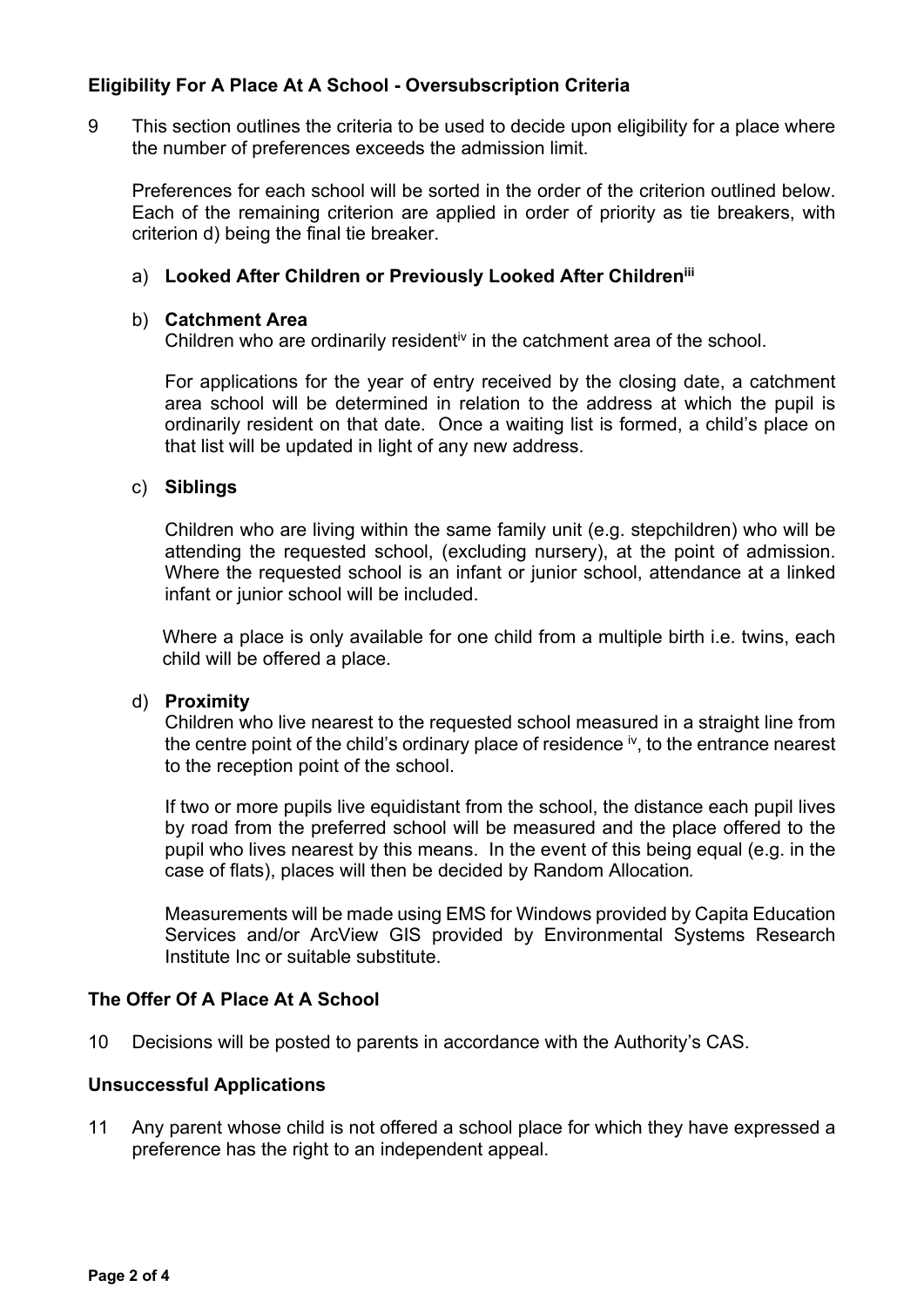## Eligibility For A Place At A School - Oversubscription Criteria

9 This section outlines the criteria to be used to decide upon eligibility for a place where the number of preferences exceeds the admission limit.

Preferences for each school will be sorted in the order of the criterion outlined below. Each of the remaining criterion are applied in order of priority as tie breakers, with criterion d) being the final tie breaker.

a) **Looked After Children or Previously Looked After Children**[iii]

b) **Catchment Area**
Children who are ordinarily resident[iv] in the catchment area of the school.

For applications for the year of entry received by the closing date, a catchment area school will be determined in relation to the address at which the pupil is ordinarily resident on that date. Once a waiting list is formed, a child's place on that list will be updated in light of any new address.

c) **Siblings**

Children who are living within the same family unit (e.g. stepchildren) who will be attending the requested school, (excluding nursery), at the point of admission. Where the requested school is an infant or junior school, attendance at a linked infant or junior school will be included.

Where a place is only available for one child from a multiple birth i.e. twins, each child will be offered a place.

d) **Proximity**
Children who live nearest to the requested school measured in a straight line from the centre point of the child's ordinary place of residence [iv], to the entrance nearest to the reception point of the school.

If two or more pupils live equidistant from the school, the distance each pupil lives by road from the preferred school will be measured and the place offered to the pupil who lives nearest by this means. In the event of this being equal (e.g. in the case of flats), places will then be decided by Random Allocation*.*

Measurements will be made using EMS for Windows provided by Capita Education Services and/or ArcView GIS provided by Environmental Systems Research Institute Inc or suitable substitute.

## The Offer Of A Place At A School

10 Decisions will be posted to parents in accordance with the Authority's CAS.

## Unsuccessful Applications

11 Any parent whose child is not offered a school place for which they have expressed a preference has the right to an independent appeal.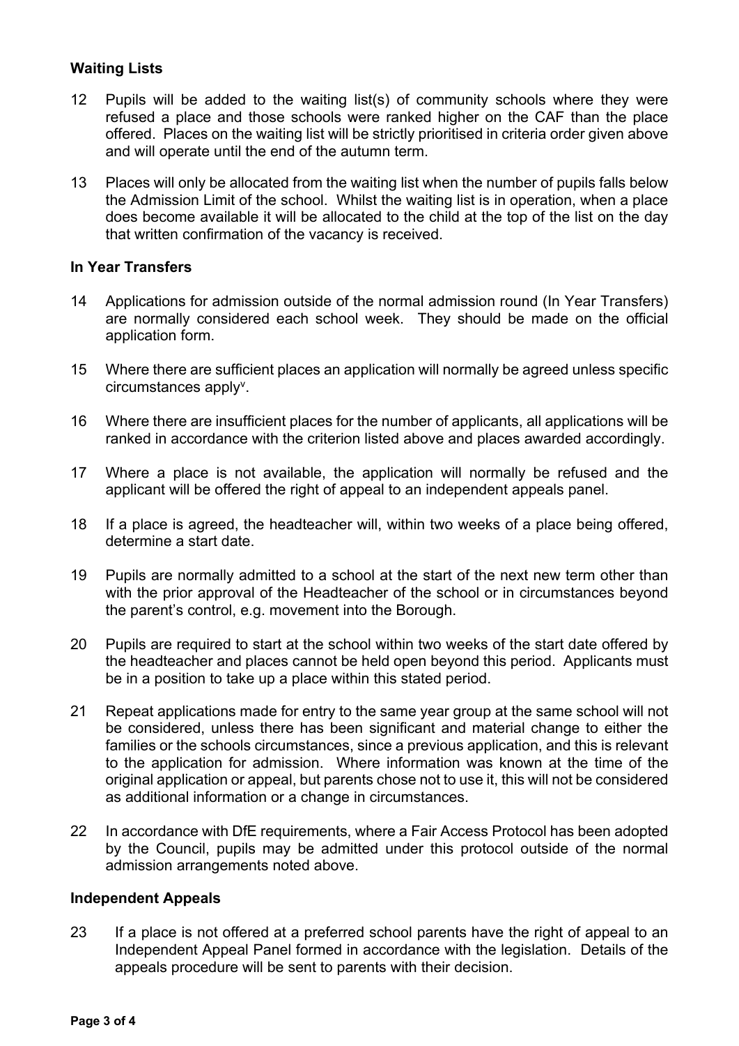**Waiting Lists**

12 Pupils will be added to the waiting list(s) of community schools where they were refused a place and those schools were ranked higher on the CAF than the place offered. Places on the waiting list will be strictly prioritised in criteria order given above and will operate until the end of the autumn term.

13 Places will only be allocated from the waiting list when the number of pupils falls below the Admission Limit of the school. Whilst the waiting list is in operation, when a place does become available it will be allocated to the child at the top of the list on the day that written confirmation of the vacancy is received.

**In Year Transfers**

14 Applications for admission outside of the normal admission round (In Year Transfers) are normally considered each school week. They should be made on the official application form.

15 Where there are sufficient places an application will normally be agreed unless specific circumstances apply[v].

16 Where there are insufficient places for the number of applicants, all applications will be ranked in accordance with the criterion listed above and places awarded accordingly.

17 Where a place is not available, the application will normally be refused and the applicant will be offered the right of appeal to an independent appeals panel.

18 If a place is agreed, the headteacher will, within two weeks of a place being offered, determine a start date.

19 Pupils are normally admitted to a school at the start of the next new term other than with the prior approval of the Headteacher of the school or in circumstances beyond the parent's control, e.g. movement into the Borough.

20 Pupils are required to start at the school within two weeks of the start date offered by the headteacher and places cannot be held open beyond this period. Applicants must be in a position to take up a place within this stated period.

21 Repeat applications made for entry to the same year group at the same school will not be considered, unless there has been significant and material change to either the families or the schools circumstances, since a previous application, and this is relevant to the application for admission. Where information was known at the time of the original application or appeal, but parents chose not to use it, this will not be considered as additional information or a change in circumstances.

22 In accordance with DfE requirements, where a Fair Access Protocol has been adopted by the Council, pupils may be admitted under this protocol outside of the normal admission arrangements noted above.

**Independent Appeals**

23 If a place is not offered at a preferred school parents have the right of appeal to an Independent Appeal Panel formed in accordance with the legislation. Details of the appeals procedure will be sent to parents with their decision.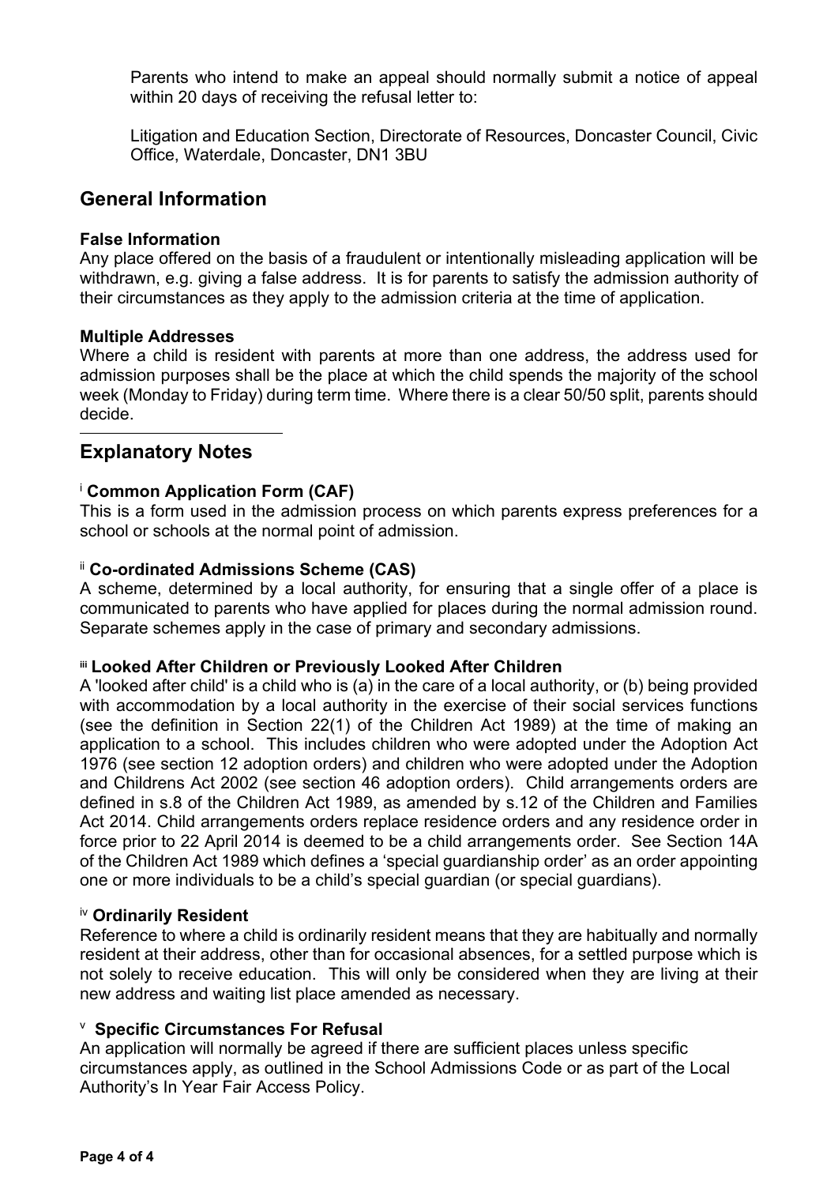Parents who intend to make an appeal should normally submit a notice of appeal within 20 days of receiving the refusal letter to:

Litigation and Education Section, Directorate of Resources, Doncaster Council, Civic Office, Waterdale, Doncaster, DN1 3BU

## General Information

**False Information**
Any place offered on the basis of a fraudulent or intentionally misleading application will be withdrawn, e.g. giving a false address. It is for parents to satisfy the admission authority of their circumstances as they apply to the admission criteria at the time of application.

**Multiple Addresses**
Where a child is resident with parents at more than one address, the address used for admission purposes shall be the place at which the child spends the majority of the school week (Monday to Friday) during term time. Where there is a clear 50/50 split, parents should decide.

---

## Explanatory Notes

**[i] Common Application Form (CAF)**
This is a form used in the admission process on which parents express preferences for a school or schools at the normal point of admission.

**[ii] Co-ordinated Admissions Scheme (CAS)**
A scheme, determined by a local authority, for ensuring that a single offer of a place is communicated to parents who have applied for places during the normal admission round. Separate schemes apply in the case of primary and secondary admissions.

**[iii] Looked After Children or Previously Looked After Children**
A 'looked after child' is a child who is (a) in the care of a local authority, or (b) being provided with accommodation by a local authority in the exercise of their social services functions (see the definition in Section 22(1) of the Children Act 1989) at the time of making an application to a school. This includes children who were adopted under the Adoption Act 1976 (see section 12 adoption orders) and children who were adopted under the Adoption and Childrens Act 2002 (see section 46 adoption orders). Child arrangements orders are defined in s.8 of the Children Act 1989, as amended by s.12 of the Children and Families Act 2014. Child arrangements orders replace residence orders and any residence order in force prior to 22 April 2014 is deemed to be a child arrangements order. See Section 14A of the Children Act 1989 which defines a 'special guardianship order' as an order appointing one or more individuals to be a child's special guardian (or special guardians).

**[iv] Ordinarily Resident**
Reference to where a child is ordinarily resident means that they are habitually and normally resident at their address, other than for occasional absences, for a settled purpose which is not solely to receive education. This will only be considered when they are living at their new address and waiting list place amended as necessary.

**[v] Specific Circumstances For Refusal**
An application will normally be agreed if there are sufficient places unless specific circumstances apply, as outlined in the School Admissions Code or as part of the Local Authority's In Year Fair Access Policy.